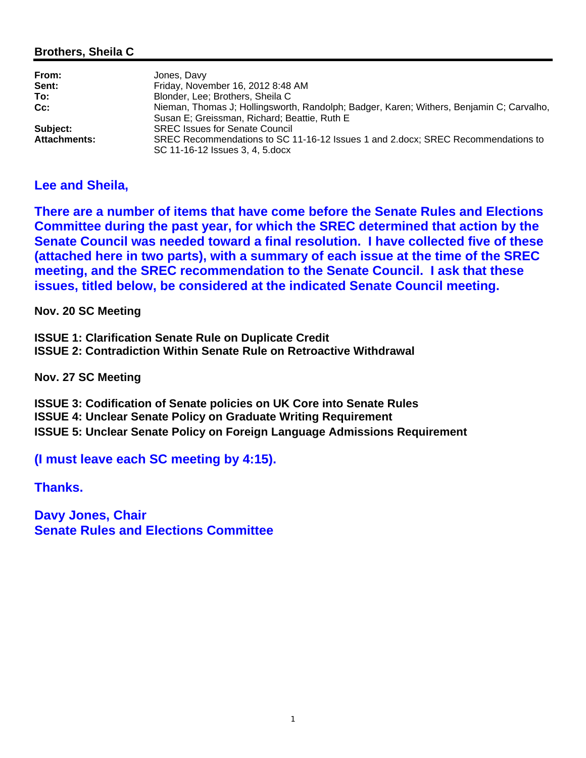## Brothers, Sheila C

| | |
|---|---|
| **From:** | Jones, Davy |
| **Sent:** | Friday, November 16, 2012 8:48 AM |
| **To:** | Blonder, Lee; Brothers, Sheila C |
| **Cc:** | Nieman, Thomas J; Hollingsworth, Randolph; Badger, Karen; Withers, Benjamin C; Carvalho, Susan E; Greissman, Richard; Beattie, Ruth E |
| **Subject:** | SREC Issues for Senate Council |
| **Attachments:** | SREC Recommendations to SC 11-16-12 Issues 1 and 2.docx; SREC Recommendations to SC 11-16-12 Issues 3, 4, 5.docx |

**Lee and Sheila,**

**There are a number of items that have come before the Senate Rules and Elections Committee during the past year, for which the SREC determined that action by the Senate Council was needed toward a final resolution. I have collected five of these (attached here in two parts), with a summary of each issue at the time of the SREC meeting, and the SREC recommendation to the Senate Council. I ask that these issues, titled below, be considered at the indicated Senate Council meeting.**

**Nov. 20 SC Meeting**

**ISSUE 1: Clarification Senate Rule on Duplicate Credit**
**ISSUE 2: Contradiction Within Senate Rule on Retroactive Withdrawal**

**Nov. 27 SC Meeting**

**ISSUE 3: Codification of Senate policies on UK Core into Senate Rules**
**ISSUE 4: Unclear Senate Policy on Graduate Writing Requirement**
**ISSUE 5: Unclear Senate Policy on Foreign Language Admissions Requirement**

**(I must leave each SC meeting by 4:15).**

**Thanks.**

**Davy Jones, Chair**
**Senate Rules and Elections Committee**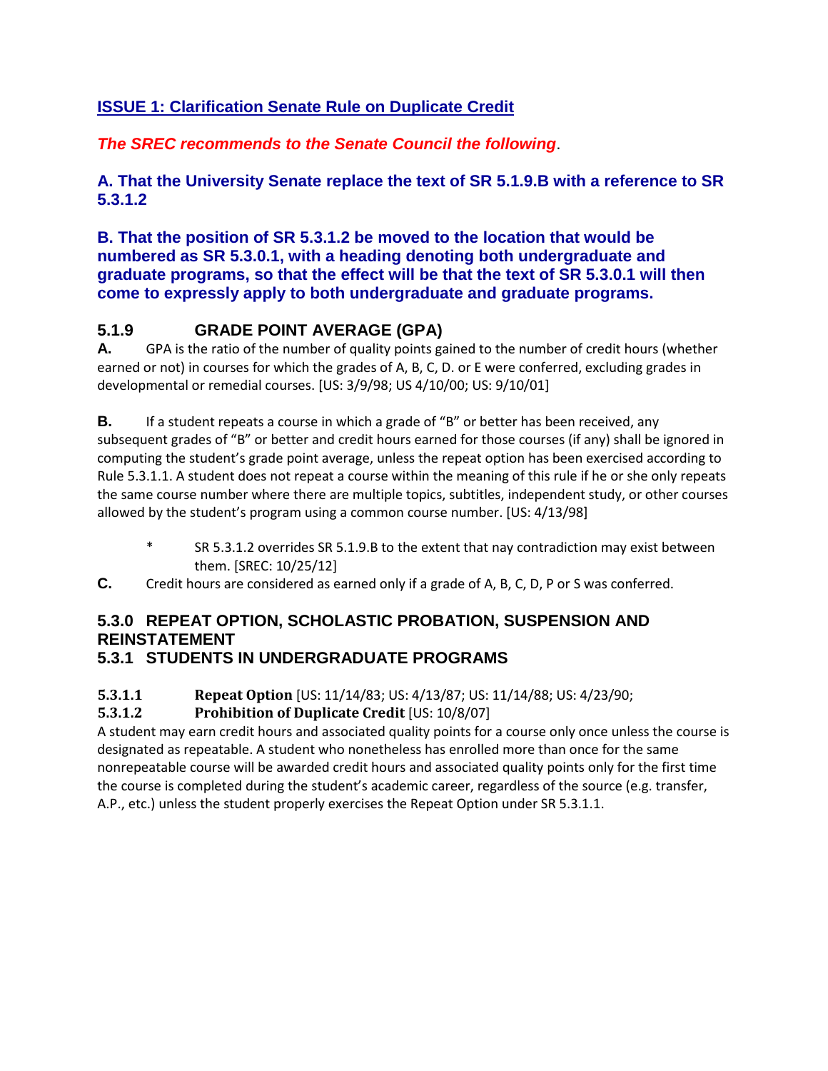## ISSUE 1: Clarification Senate Rule on Duplicate Credit

***The SREC recommends to the Senate Council the following.***

### A. That the University Senate replace the text of SR 5.1.9.B with a reference to SR 5.3.1.2

### B. That the position of SR 5.3.1.2 be moved to the location that would be numbered as SR 5.3.0.1, with a heading denoting both undergraduate and graduate programs, so that the effect will be that the text of SR 5.3.0.1 will then come to expressly apply to both undergraduate and graduate programs.

## 5.1.9 GRADE POINT AVERAGE (GPA)

**A.** GPA is the ratio of the number of quality points gained to the number of credit hours (whether earned or not) in courses for which the grades of A, B, C, D. or E were conferred, excluding grades in developmental or remedial courses. [US: 3/9/98; US 4/10/00; US: 9/10/01]

**B.** If a student repeats a course in which a grade of "B" or better has been received, any subsequent grades of "B" or better and credit hours earned for those courses (if any) shall be ignored in computing the student's grade point average, unless the repeat option has been exercised according to Rule 5.3.1.1. A student does not repeat a course within the meaning of this rule if he or she only repeats the same course number where there are multiple topics, subtitles, independent study, or other courses allowed by the student's program using a common course number. [US: 4/13/98]

> \* SR 5.3.1.2 overrides SR 5.1.9.B to the extent that nay contradiction may exist between them. [SREC: 10/25/12]

**C.** Credit hours are considered as earned only if a grade of A, B, C, D, P or S was conferred.

## 5.3.0 REPEAT OPTION, SCHOLASTIC PROBATION, SUSPENSION AND REINSTATEMENT

### 5.3.1 STUDENTS IN UNDERGRADUATE PROGRAMS

**5.3.1.1 Repeat Option** [US: 11/14/83; US: 4/13/87; US: 11/14/88; US: 4/23/90;

**5.3.1.2 Prohibition of Duplicate Credit** [US: 10/8/07]

A student may earn credit hours and associated quality points for a course only once unless the course is designated as repeatable. A student who nonetheless has enrolled more than once for the same nonrepeatable course will be awarded credit hours and associated quality points only for the first time the course is completed during the student's academic career, regardless of the source (e.g. transfer, A.P., etc.) unless the student properly exercises the Repeat Option under SR 5.3.1.1.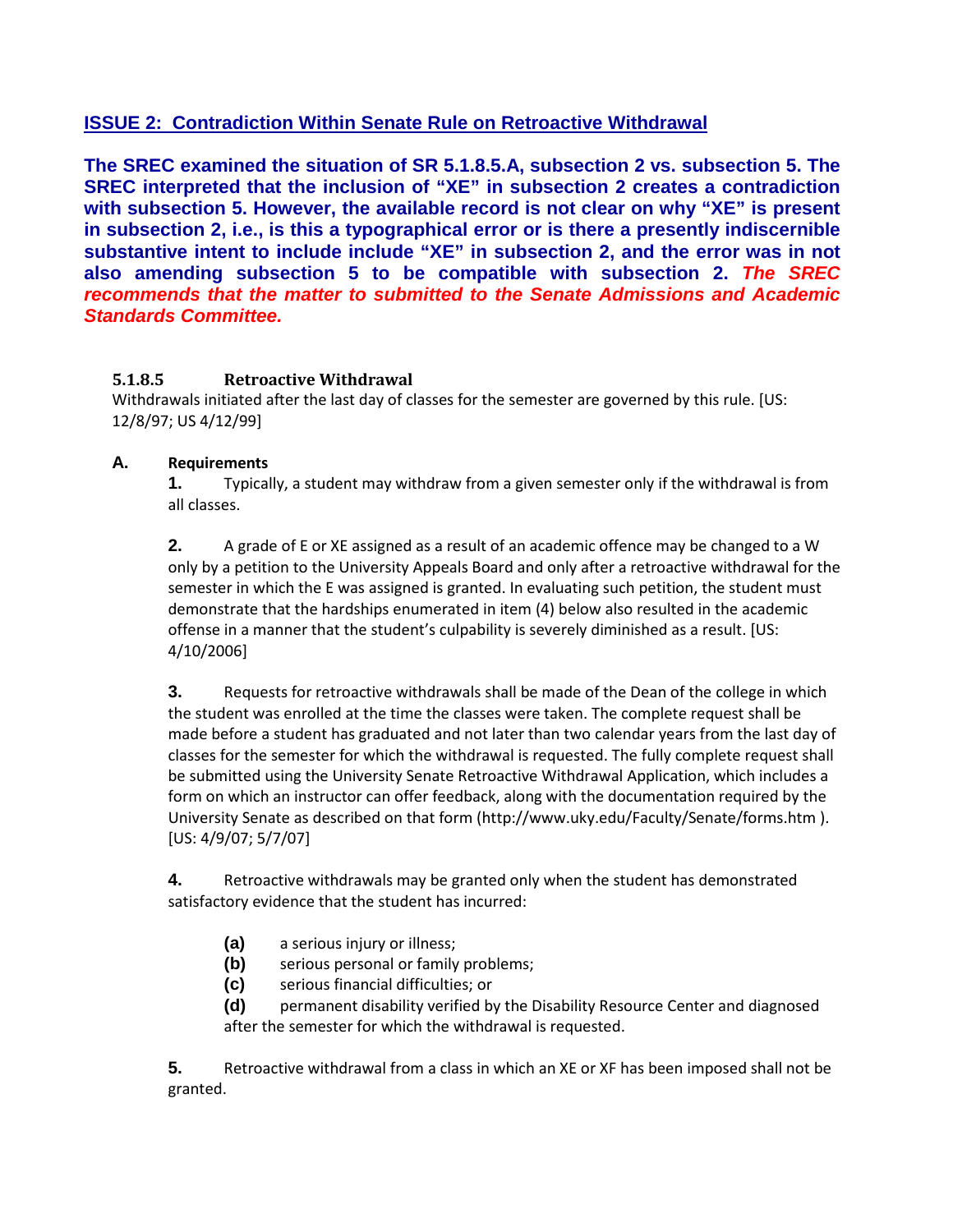## ISSUE 2: Contradiction Within Senate Rule on Retroactive Withdrawal

**The SREC examined the situation of SR 5.1.8.5.A, subsection 2 vs. subsection 5. The SREC interpreted that the inclusion of "XE" in subsection 2 creates a contradiction with subsection 5. However, the available record is not clear on why "XE" is present in subsection 2, i.e., is this a typographical error or is there a presently indiscernible substantive intent to include include "XE" in subsection 2, and the error was in not also amending subsection 5 to be compatible with subsection 2.** ***The SREC recommends that the matter to submitted to the Senate Admissions and Academic Standards Committee.***

### 5.1.8.5 Retroactive Withdrawal

Withdrawals initiated after the last day of classes for the semester are governed by this rule. [US: 12/8/97; US 4/12/99]

**A. Requirements**

**1.** Typically, a student may withdraw from a given semester only if the withdrawal is from all classes.

**2.** A grade of E or XE assigned as a result of an academic offence may be changed to a W only by a petition to the University Appeals Board and only after a retroactive withdrawal for the semester in which the E was assigned is granted. In evaluating such petition, the student must demonstrate that the hardships enumerated in item (4) below also resulted in the academic offense in a manner that the student's culpability is severely diminished as a result. [US: 4/10/2006]

**3.** Requests for retroactive withdrawals shall be made of the Dean of the college in which the student was enrolled at the time the classes were taken. The complete request shall be made before a student has graduated and not later than two calendar years from the last day of classes for the semester for which the withdrawal is requested. The fully complete request shall be submitted using the University Senate Retroactive Withdrawal Application, which includes a form on which an instructor can offer feedback, along with the documentation required by the University Senate as described on that form (http://www.uky.edu/Faculty/Senate/forms.htm ). [US: 4/9/07; 5/7/07]

**4.** Retroactive withdrawals may be granted only when the student has demonstrated satisfactory evidence that the student has incurred:

**(a)** a serious injury or illness;
**(b)** serious personal or family problems;
**(c)** serious financial difficulties; or
**(d)** permanent disability verified by the Disability Resource Center and diagnosed after the semester for which the withdrawal is requested.

**5.** Retroactive withdrawal from a class in which an XE or XF has been imposed shall not be granted.